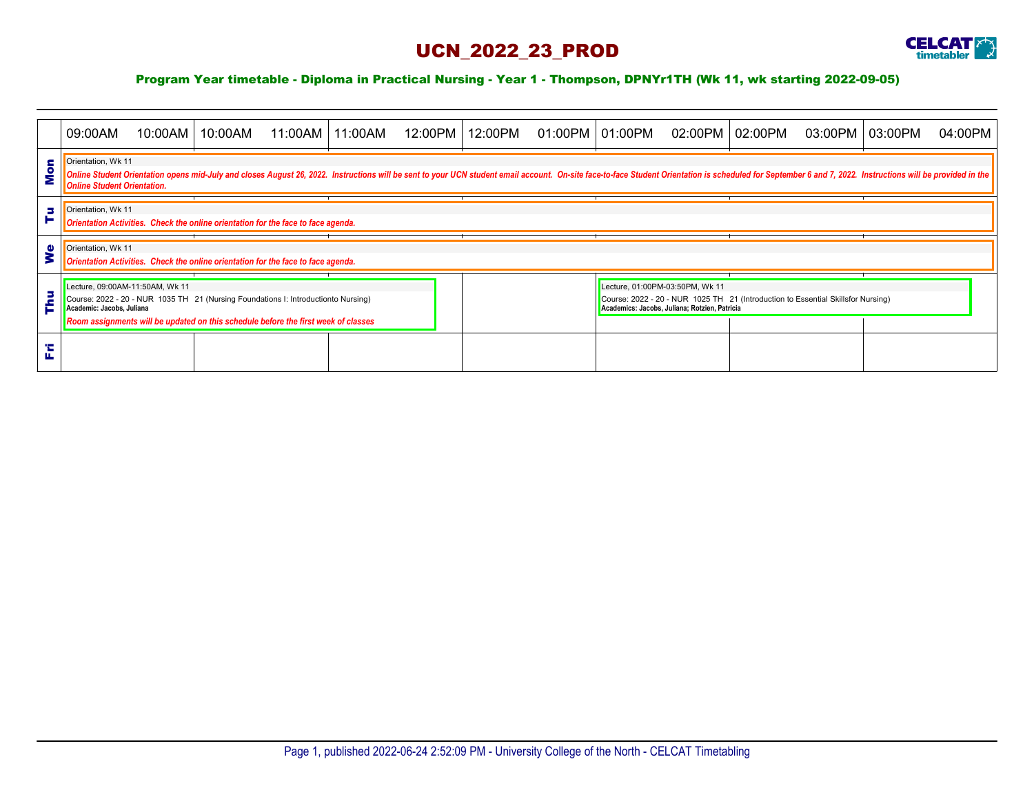# UCN_2022_23_PROD

## Program Year timetable - Diploma in Practical Nursing - Year 1 - Thompson, DPNYr1TH (Wk 11, wk starting 2022-09-05)

| | 09:00AM 10:00AM | 10:00AM 11:00AM | 11:00AM 12:00PM | 12:00PM 01:00PM | 01:00PM 02:00PM | 02:00PM 03:00PM | 03:00PM 04:00PM |
|---|---|---|---|---|---|---|---|
| Mon | Orientation, Wk 11<br>*Online Student Orientation opens mid-July and closes August 26, 2022. Instructions will be sent to your UCN student email account. On-site face-to-face Student Orientation is scheduled for September 6 and 7, 2022. Instructions will be provided in the Online Student Orientation.* | | | | | | |
| Tu | Orientation, Wk 11<br>*Orientation Activities. Check the online orientation for the face to face agenda.* | | | | | | |
| We | Orientation, Wk 11<br>*Orientation Activities. Check the online orientation for the face to face agenda.* | | | | | | |
| Thu | Lecture, 09:00AM-11:50AM, Wk 11<br>Course: 2022 - 20 - NUR 1035 TH 21 (Nursing Foundations I: Introductionto Nursing)<br>**Academic: Jacobs, Juliana**<br>*Room assignments will be updated on this schedule before the first week of classes* | | | | Lecture, 01:00PM-03:50PM, Wk 11<br>Course: 2022 - 20 - NUR 1025 TH 21 (Introduction to Essential Skillsfor Nursing)<br>**Academics: Jacobs, Juliana; Rotzien, Patricia** | | |
| Fri | | | | | | | |

Page 1, published 2022-06-24 2:52:09 PM - University College of the North - CELCAT Timetabling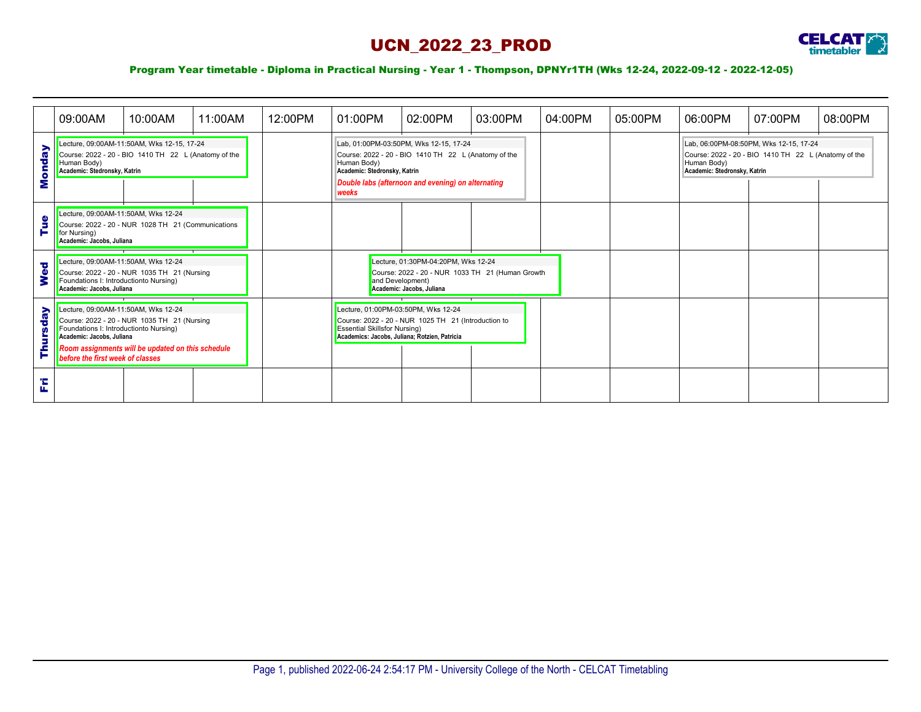# UCN_2022_23_PROD

**Program Year timetable - Diploma in Practical Nursing - Year 1 - Thompson, DPNYr1TH (Wks 12-24, 2022-09-12 - 2022-12-05)**

| | 09:00AM | 10:00AM | 11:00AM | 12:00PM | 01:00PM | 02:00PM | 03:00PM | 04:00PM | 05:00PM | 06:00PM | 07:00PM | 08:00PM |
|---|---|---|---|---|---|---|---|---|---|---|---|---|
| Monday | Lecture, 09:00AM-11:50AM, Wks 12-15, 17-24<br>Course: 2022 - 20 - BIO 1410 TH 22 L (Anatomy of the Human Body)<br>**Academic: Stedronsky, Katrin** | | | | Lab, 01:00PM-03:50PM, Wks 12-15, 17-24<br>Course: 2022 - 20 - BIO 1410 TH 22 L (Anatomy of the Human Body)<br>**Academic: Stedronsky, Katrin**<br>***Double labs (afternoon and evening) on alternating weeks*** | | | | | Lab, 06:00PM-08:50PM, Wks 12-15, 17-24<br>Course: 2022 - 20 - BIO 1410 TH 22 L (Anatomy of the Human Body)<br>**Academic: Stedronsky, Katrin** | | |
| Tue | Lecture, 09:00AM-11:50AM, Wks 12-24<br>Course: 2022 - 20 - NUR 1028 TH 21 (Communications for Nursing)<br>**Academic: Jacobs, Juliana** | | | | | | | | | | | |
| Wed | Lecture, 09:00AM-11:50AM, Wks 12-24<br>Course: 2022 - 20 - NUR 1035 TH 21 (Nursing Foundations I: Introductionto Nursing)<br>**Academic: Jacobs, Juliana** | | | | | Lecture, 01:30PM-04:20PM, Wks 12-24<br>Course: 2022 - 20 - NUR 1033 TH 21 (Human Growth and Development)<br>**Academic: Jacobs, Juliana** | | | | | | |
| Thursday | Lecture, 09:00AM-11:50AM, Wks 12-24<br>Course: 2022 - 20 - NUR 1035 TH 21 (Nursing Foundations I: Introductionto Nursing)<br>**Academic: Jacobs, Juliana**<br>***Room assignments will be updated on this schedule before the first week of classes*** | | | | Lecture, 01:00PM-03:50PM, Wks 12-24<br>Course: 2022 - 20 - NUR 1025 TH 21 (Introduction to Essential Skillsfor Nursing)<br>**Academics: Jacobs, Juliana; Rotzien, Patricia** | | | | | | | |
| Fri | | | | | | | | | | | | |

Page 1, published 2022-06-24 2:54:17 PM - University College of the North - CELCAT Timetabling